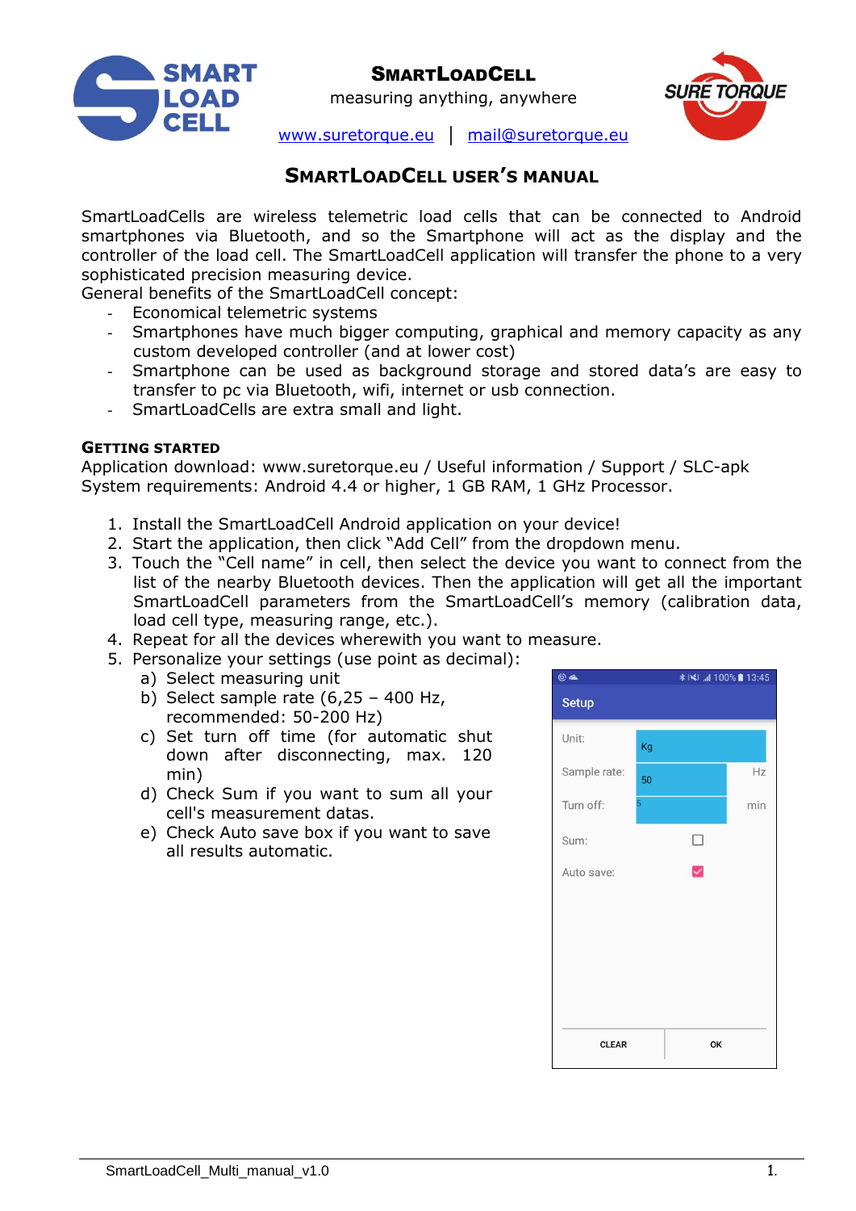# SmartLoadCell

measuring anything, anywhere

www.suretorque.eu | mail@suretorque.eu

## SmartLoadCell User's Manual

SmartLoadCells are wireless telemetric load cells that can be connected to Android smartphones via Bluetooth, and so the Smartphone will act as the display and the controller of the load cell. The SmartLoadCell application will transfer the phone to a very sophisticated precision measuring device.

General benefits of the SmartLoadCell concept:

- Economical telemetric systems
- Smartphones have much bigger computing, graphical and memory capacity as any custom developed controller (and at lower cost)
- Smartphone can be used as background storage and stored data's are easy to transfer to pc via Bluetooth, wifi, internet or usb connection.
- SmartLoadCells are extra small and light.

### Getting Started

Application download: www.suretorque.eu / Useful information / Support / SLC-apk
System requirements: Android 4.4 or higher, 1 GB RAM, 1 GHz Processor.

1. Install the SmartLoadCell Android application on your device!
2. Start the application, then click "Add Cell" from the dropdown menu.
3. Touch the "Cell name" in cell, then select the device you want to connect from the list of the nearby Bluetooth devices. Then the application will get all the important SmartLoadCell parameters from the SmartLoadCell's memory (calibration data, load cell type, measuring range, etc.).
4. Repeat for all the devices wherewith you want to measure.
5. Personalize your settings (use point as decimal):
   a) Select measuring unit
   b) Select sample rate (6,25 – 400 Hz, recommended: 50-200 Hz)
   c) Set turn off time (for automatic shut down after disconnecting, max. 120 min)
   d) Check Sum if you want to sum all your cell's measurement datas.
   e) Check Auto save box if you want to save all results automatic.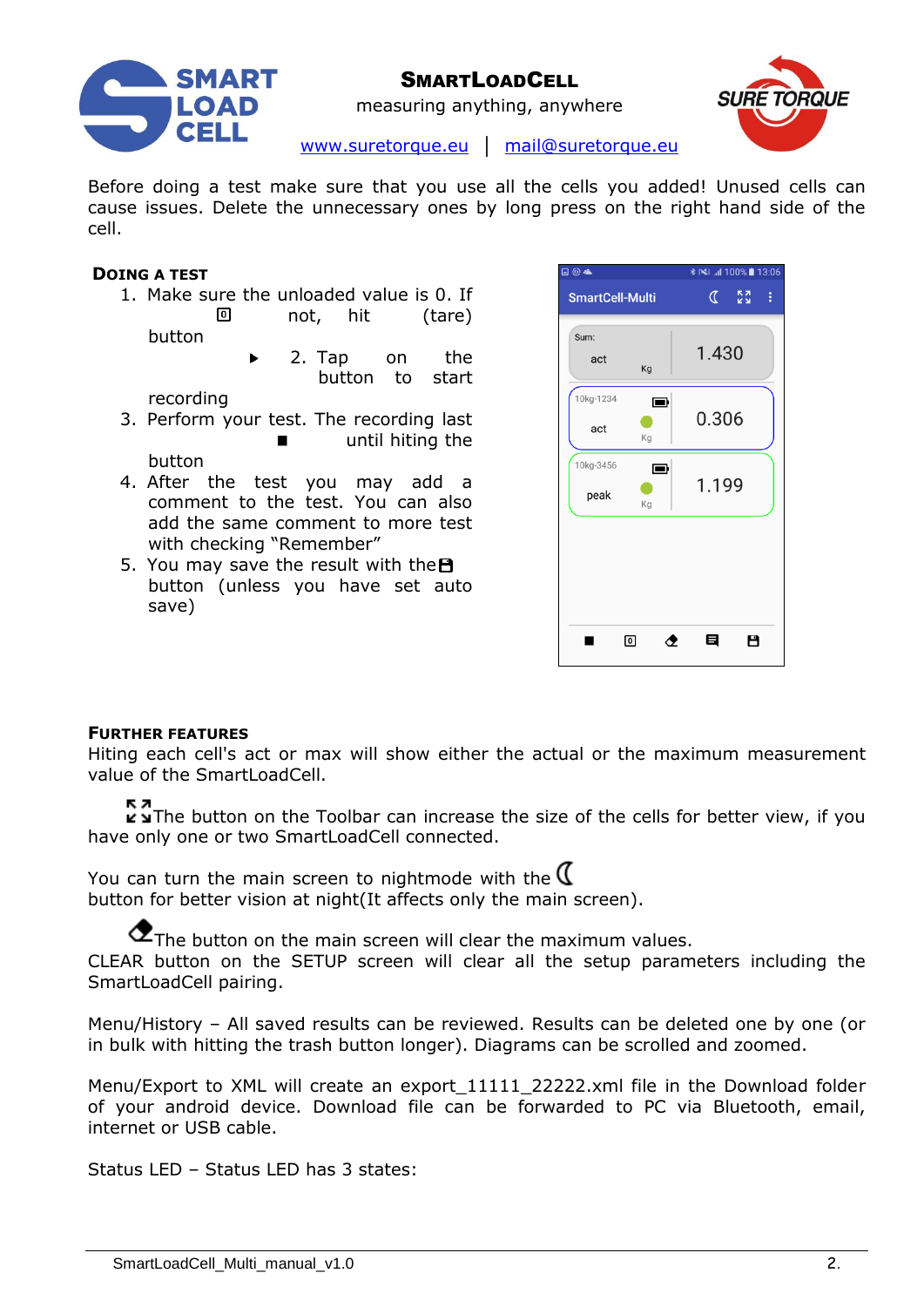Before doing a test make sure that you use all the cells you added! Unused cells can cause issues. Delete the unnecessary ones by long press on the right hand side of the cell.

## Doing a test

1. Make sure the unloaded value is 0. If not, hit (tare) button
2. Tap on the button to start recording
3. Perform your test. The recording last until hiting the button
4. After the test you may add a comment to the test. You can also add the same comment to more test with checking "Remember"
5. You may save the result with the button (unless you have set auto save)

## Further features

Hiting each cell's act or max will show either the actual or the maximum measurement value of the SmartLoadCell.

The button on the Toolbar can increase the size of the cells for better view, if you have only one or two SmartLoadCell connected.

You can turn the main screen to nightmode with the button for better vision at night(It affects only the main screen).

The button on the main screen will clear the maximum values.
CLEAR button on the SETUP screen will clear all the setup parameters including the SmartLoadCell pairing.

Menu/History – All saved results can be reviewed. Results can be deleted one by one (or in bulk with hitting the trash button longer). Diagrams can be scrolled and zoomed.

Menu/Export to XML will create an export_11111_22222.xml file in the Download folder of your android device. Download file can be forwarded to PC via Bluetooth, email, internet or USB cable.

Status LED – Status LED has 3 states: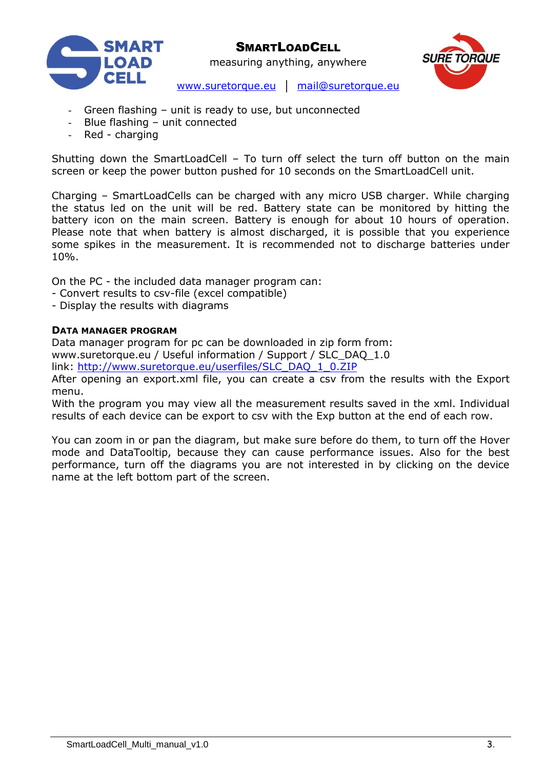- Green flashing – unit is ready to use, but unconnected
- Blue flashing – unit connected
- Red - charging

Shutting down the SmartLoadCell – To turn off select the turn off button on the main screen or keep the power button pushed for 10 seconds on the SmartLoadCell unit.

Charging – SmartLoadCells can be charged with any micro USB charger. While charging the status led on the unit will be red. Battery state can be monitored by hitting the battery icon on the main screen. Battery is enough for about 10 hours of operation. Please note that when battery is almost discharged, it is possible that you experience some spikes in the measurement. It is recommended not to discharge batteries under 10%.

On the PC - the included data manager program can:
- Convert results to csv-file (excel compatible)
- Display the results with diagrams

### DATA MANAGER PROGRAM

Data manager program for pc can be downloaded in zip form from:
www.suretorque.eu / Useful information / Support / SLC_DAQ_1.0
link: http://www.suretorque.eu/userfiles/SLC_DAQ_1_0.ZIP
After opening an export.xml file, you can create a csv from the results with the Export menu.
With the program you may view all the measurement results saved in the xml. Individual results of each device can be export to csv with the Exp button at the end of each row.

You can zoom in or pan the diagram, but make sure before do them, to turn off the Hover mode and DataTooltip, because they can cause performance issues. Also for the best performance, turn off the diagrams you are not interested in by clicking on the device name at the left bottom part of the screen.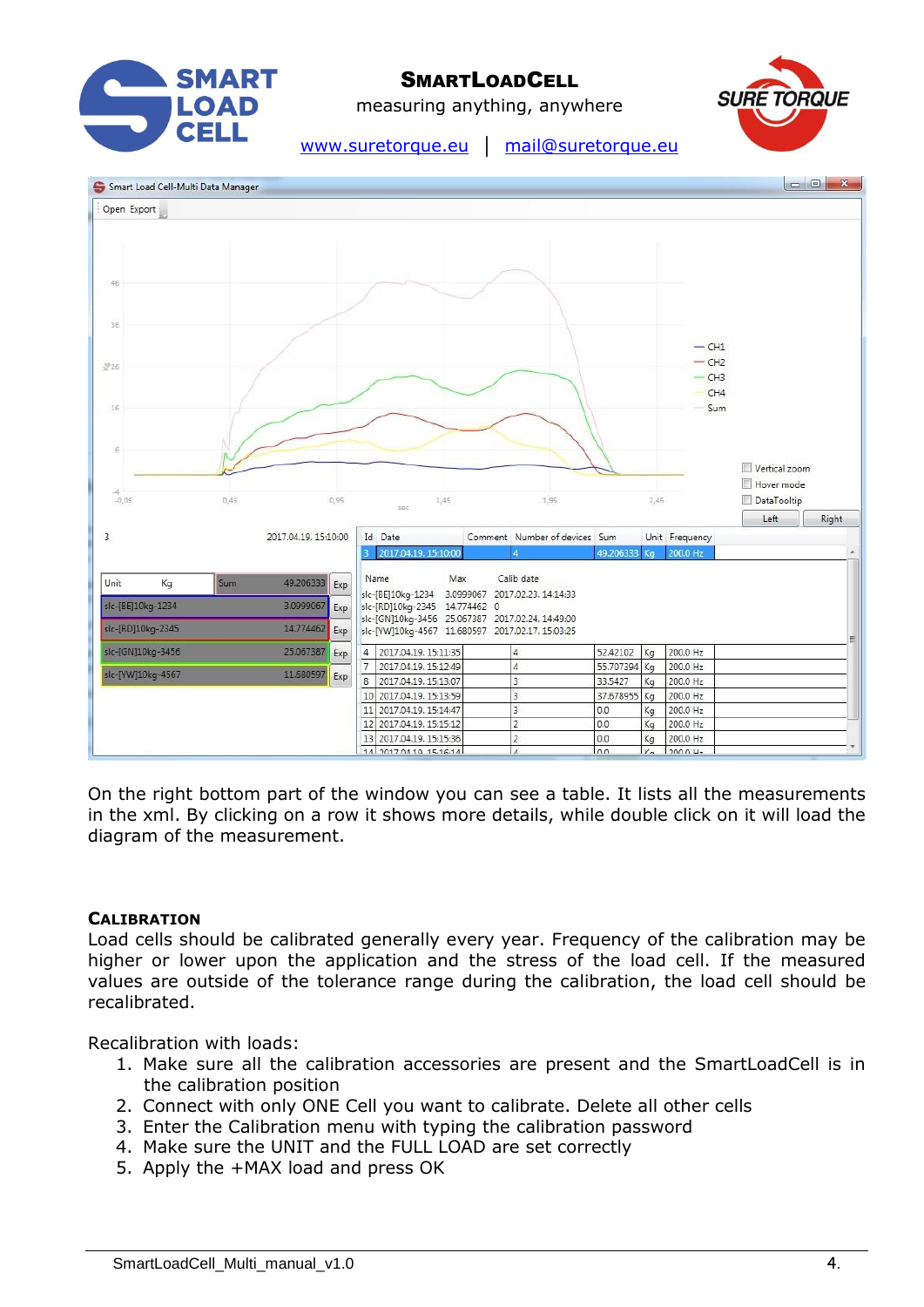**SMARTLOADCELL**

measuring anything, anywhere

[www.suretorque.eu](http://www.suretorque.eu) | [mail@suretorque.eu](mailto:mail@suretorque.eu)

On the right bottom part of the window you can see a table. It lists all the measurements in the xml. By clicking on a row it shows more details, while double click on it will load the diagram of the measurement.

## CALIBRATION

Load cells should be calibrated generally every year. Frequency of the calibration may be higher or lower upon the application and the stress of the load cell. If the measured values are outside of the tolerance range during the calibration, the load cell should be recalibrated.

Recalibration with loads:

1. Make sure all the calibration accessories are present and the SmartLoadCell is in the calibration position
2. Connect with only ONE Cell you want to calibrate. Delete all other cells
3. Enter the Calibration menu with typing the calibration password
4. Make sure the UNIT and the FULL LOAD are set correctly
5. Apply the +MAX load and press OK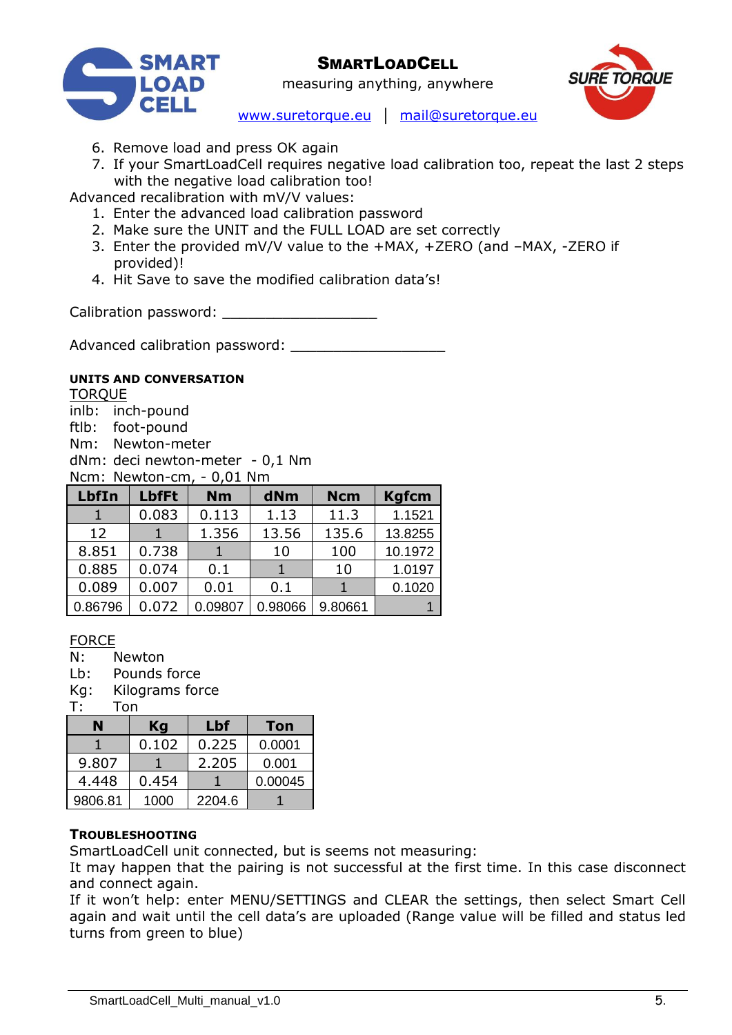6. Remove load and press OK again
7. If your SmartLoadCell requires negative load calibration too, repeat the last 2 steps with the negative load calibration too!

Advanced recalibration with mV/V values:

1. Enter the advanced load calibration password
2. Make sure the UNIT and the FULL LOAD are set correctly
3. Enter the provided mV/V value to the +MAX, +ZERO (and –MAX, -ZERO if provided)!
4. Hit Save to save the modified calibration data's!

Calibration password: ___________________

Advanced calibration password: ___________________

### UNITS AND CONVERSATION

TORQUE

inlb: inch-pound
ftlb: foot-pound
Nm: Newton-meter
dNm: deci newton-meter - 0,1 Nm
Ncm: Newton-cm, - 0,01 Nm

| LbfIn | LbfFt | Nm | dNm | Ncm | Kgfcm |
|---|---|---|---|---|---|
| 1 | 0.083 | 0.113 | 1.13 | 11.3 | 1.1521 |
| 12 | 1 | 1.356 | 13.56 | 135.6 | 13.8255 |
| 8.851 | 0.738 | 1 | 10 | 100 | 10.1972 |
| 0.885 | 0.074 | 0.1 | 1 | 10 | 1.0197 |
| 0.089 | 0.007 | 0.01 | 0.1 | 1 | 0.1020 |
| 0.86796 | 0.072 | 0.09807 | 0.98066 | 9.80661 | 1 |

FORCE

N: Newton
Lb: Pounds force
Kg: Kilograms force
T: Ton

| N | Kg | Lbf | Ton |
|---|---|---|---|
| 1 | 0.102 | 0.225 | 0.0001 |
| 9.807 | 1 | 2.205 | 0.001 |
| 4.448 | 0.454 | 1 | 0.00045 |
| 9806.81 | 1000 | 2204.6 | 1 |

### TROUBLESHOOTING

SmartLoadCell unit connected, but is seems not measuring:
It may happen that the pairing is not successful at the first time. In this case disconnect and connect again.
If it won't help: enter MENU/SETTINGS and CLEAR the settings, then select Smart Cell again and wait until the cell data's are uploaded (Range value will be filled and status led turns from green to blue)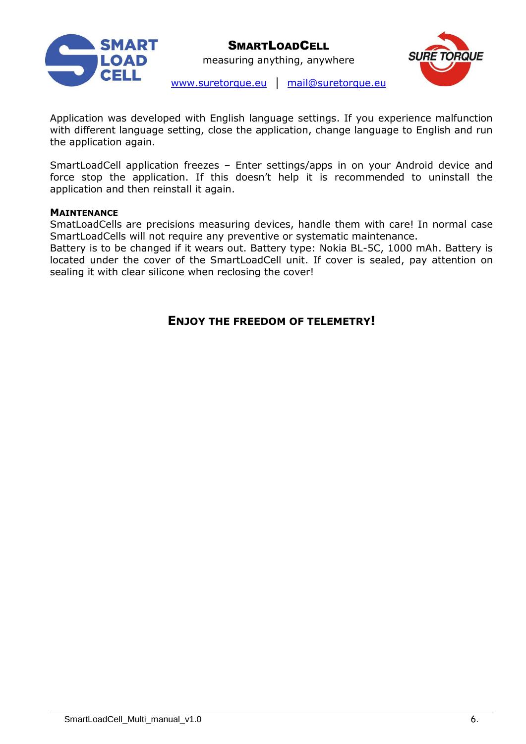Application was developed with English language settings. If you experience malfunction with different language setting, close the application, change language to English and run the application again.

SmartLoadCell application freezes – Enter settings/apps in on your Android device and force stop the application. If this doesn't help it is recommended to uninstall the application and then reinstall it again.

**MAINTENANCE**

SmatLoadCells are precisions measuring devices, handle them with care! In normal case SmartLoadCells will not require any preventive or systematic maintenance.
Battery is to be changed if it wears out. Battery type: Nokia BL-5C, 1000 mAh. Battery is located under the cover of the SmartLoadCell unit. If cover is sealed, pay attention on sealing it with clear silicone when reclosing the cover!

## ENJOY THE FREEDOM OF TELEMETRY!